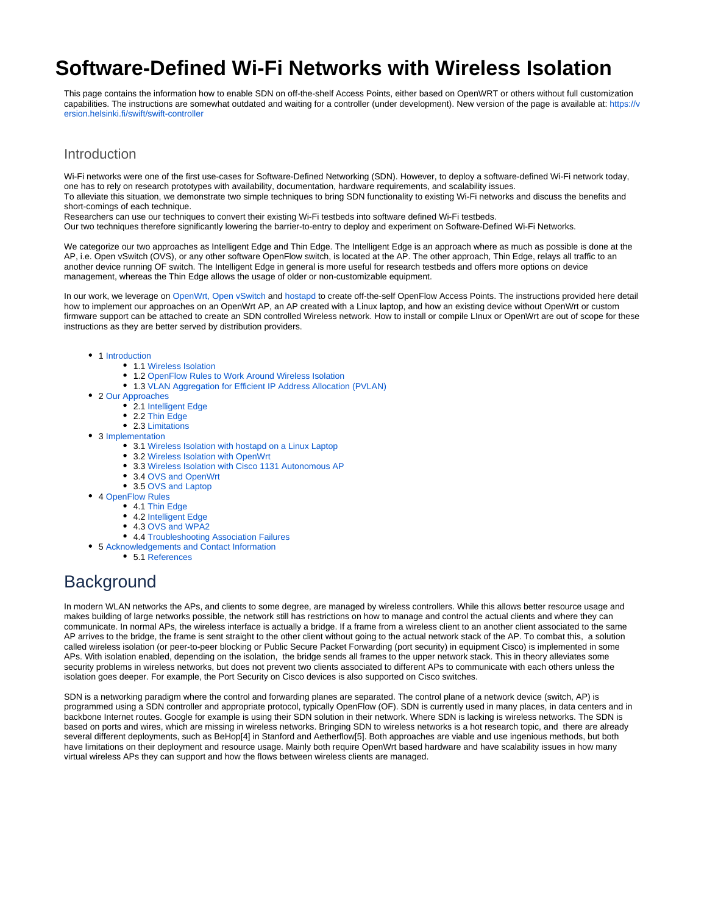# Software-Defined Wi-Fi Networks with Wireless Isolation

This page contains the information how to enable SDN on off-the-shelf Access Points, either based on OpenWRT or others without full customization capabilities. The instructions are somewhat outdated and waiting for a controller (under development). New version of the page is available at: https://version.helsinki.fi/swift/swift-controller

## Introduction

Wi-Fi networks were one of the first use-cases for Software-Defined Networking (SDN). However, to deploy a software-defined Wi-Fi network today, one has to rely on research prototypes with availability, documentation, hardware requirements, and scalability issues.
To alleviate this situation, we demonstrate two simple techniques to bring SDN functionality to existing Wi-Fi networks and discuss the benefits and short-comings of each technique.
Researchers can use our techniques to convert their existing Wi-Fi testbeds into software defined Wi-Fi testbeds.
Our two techniques therefore significantly lowering the barrier-to-entry to deploy and experiment on Software-Defined Wi-Fi Networks.

We categorize our two approaches as Intelligent Edge and Thin Edge. The Intelligent Edge is an approach where as much as possible is done at the AP, i.e. Open vSwitch (OVS), or any other software OpenFlow switch, is located at the AP. The other approach, Thin Edge, relays all traffic to an another device running OF switch. The Intelligent Edge in general is more useful for research testbeds and offers more options on device management, whereas the Thin Edge allows the usage of older or non-customizable equipment.

In our work, we leverage on OpenWrt, Open vSwitch and hostapd to create off-the-self OpenFlow Access Points. The instructions provided here detail how to implement our approaches on an OpenWrt AP, an AP created with a Linux laptop, and how an existing device without OpenWrt or custom firmware support can be attached to create an SDN controlled Wireless network. How to install or compile LInux or OpenWrt are out of scope for these instructions as they are better served by distribution providers.

- 1 Introduction
  - 1.1 Wireless Isolation
  - 1.2 OpenFlow Rules to Work Around Wireless Isolation
  - 1.3 VLAN Aggregation for Efficient IP Address Allocation (PVLAN)
- 2 Our Approaches
  - 2.1 Intelligent Edge
  - 2.2 Thin Edge
  - 2.3 Limitations
- 3 Implementation
  - 3.1 Wireless Isolation with hostapd on a Linux Laptop
  - 3.2 Wireless Isolation with OpenWrt
  - 3.3 Wireless Isolation with Cisco 1131 Autonomous AP
  - 3.4 OVS and OpenWrt
  - 3.5 OVS and Laptop
- 4 OpenFlow Rules
  - 4.1 Thin Edge
  - 4.2 Intelligent Edge
  - 4.3 OVS and WPA2
  - 4.4 Troubleshooting Association Failures
- 5 Acknowledgements and Contact Information
  - 5.1 References

# Background

In modern WLAN networks the APs, and clients to some degree, are managed by wireless controllers. While this allows better resource usage and makes building of large networks possible, the network still has restrictions on how to manage and control the actual clients and where they can communicate. In normal APs, the wireless interface is actually a bridge. If a frame from a wireless client to an another client associated to the same AP arrives to the bridge, the frame is sent straight to the other client without going to the actual network stack of the AP. To combat this, a solution called wireless isolation (or peer-to-peer blocking or Public Secure Packet Forwarding (port security) in equipment Cisco) is implemented in some APs. With isolation enabled, depending on the isolation, the bridge sends all frames to the upper network stack. This in theory alleviates some security problems in wireless networks, but does not prevent two clients associated to different APs to communicate with each others unless the isolation goes deeper. For example, the Port Security on Cisco devices is also supported on Cisco switches.

SDN is a networking paradigm where the control and forwarding planes are separated. The control plane of a network device (switch, AP) is programmed using a SDN controller and appropriate protocol, typically OpenFlow (OF). SDN is currently used in many places, in data centers and in backbone Internet routes. Google for example is using their SDN solution in their network. Where SDN is lacking is wireless networks. The SDN is based on ports and wires, which are missing in wireless networks. Bringing SDN to wireless networks is a hot research topic, and there are already several different deployments, such as BeHop[4] in Stanford and Aetherflow[5]. Both approaches are viable and use ingenious methods, but both have limitations on their deployment and resource usage. Mainly both require OpenWrt based hardware and have scalability issues in how many virtual wireless APs they can support and how the flows between wireless clients are managed.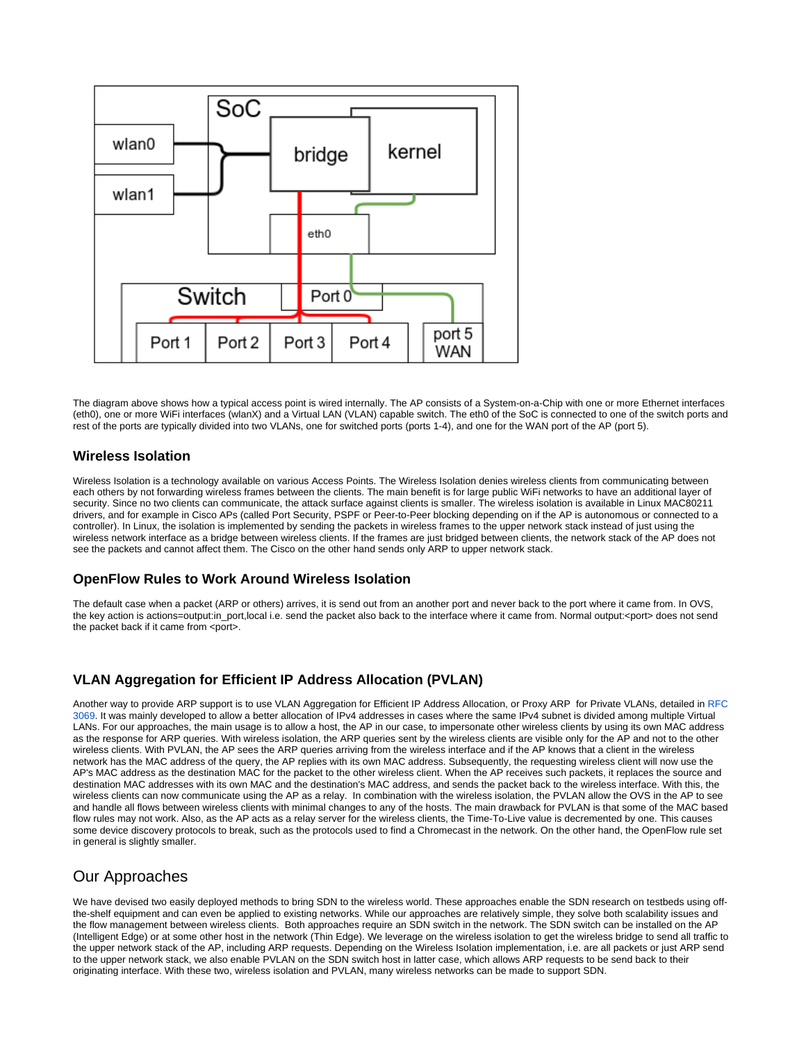The diagram above shows how a typical access point is wired internally. The AP consists of a System-on-a-Chip with one or more Ethernet interfaces (eth0), one or more WiFi interfaces (wlanX) and a Virtual LAN (VLAN) capable switch. The eth0 of the SoC is connected to one of the switch ports and rest of the ports are typically divided into two VLANs, one for switched ports (ports 1-4), and one for the WAN port of the AP (port 5).

### Wireless Isolation

Wireless Isolation is a technology available on various Access Points. The Wireless Isolation denies wireless clients from communicating between each others by not forwarding wireless frames between the clients. The main benefit is for large public WiFi networks to have an additional layer of security. Since no two clients can communicate, the attack surface against clients is smaller. The wireless isolation is available in Linux MAC80211 drivers, and for example in Cisco APs (called Port Security, PSPF or Peer-to-Peer blocking depending on if the AP is autonomous or connected to a controller). In Linux, the isolation is implemented by sending the packets in wireless frames to the upper network stack instead of just using the wireless network interface as a bridge between wireless clients. If the frames are just bridged between clients, the network stack of the AP does not see the packets and cannot affect them. The Cisco on the other hand sends only ARP to upper network stack.

### OpenFlow Rules to Work Around Wireless Isolation

The default case when a packet (ARP or others) arrives, it is send out from an another port and never back to the port where it came from. In OVS, the key action is actions=output:in_port,local i.e. send the packet also back to the interface where it came from. Normal output:<port> does not send the packet back if it came from <port>.

### VLAN Aggregation for Efficient IP Address Allocation (PVLAN)

Another way to provide ARP support is to use VLAN Aggregation for Efficient IP Address Allocation, or Proxy ARP for Private VLANs, detailed in RFC 3069. It was mainly developed to allow a better allocation of IPv4 addresses in cases where the same IPv4 subnet is divided among multiple Virtual LANs. For our approaches, the main usage is to allow a host, the AP in our case, to impersonate other wireless clients by using its own MAC address as the response for ARP queries. With wireless isolation, the ARP queries sent by the wireless clients are visible only for the AP and not to the other wireless clients. With PVLAN, the AP sees the ARP queries arriving from the wireless interface and if the AP knows that a client in the wireless network has the MAC address of the query, the AP replies with its own MAC address. Subsequently, the requesting wireless client will now use the AP's MAC address as the destination MAC for the packet to the other wireless client. When the AP receives such packets, it replaces the source and destination MAC addresses with its own MAC and the destination's MAC address, and sends the packet back to the wireless interface. With this, the wireless clients can now communicate using the AP as a relay. In combination with the wireless isolation, the PVLAN allow the OVS in the AP to see and handle all flows between wireless clients with minimal changes to any of the hosts. The main drawback for PVLAN is that some of the MAC based flow rules may not work. Also, as the AP acts as a relay server for the wireless clients, the Time-To-Live value is decremented by one. This causes some device discovery protocols to break, such as the protocols used to find a Chromecast in the network. On the other hand, the OpenFlow rule set in general is slightly smaller.

## Our Approaches

We have devised two easily deployed methods to bring SDN to the wireless world. These approaches enable the SDN research on testbeds using off-the-shelf equipment and can even be applied to existing networks. While our approaches are relatively simple, they solve both scalability issues and the flow management between wireless clients. Both approaches require an SDN switch in the network. The SDN switch can be installed on the AP (Intelligent Edge) or at some other host in the network (Thin Edge). We leverage on the wireless isolation to get the wireless bridge to send all traffic to the upper network stack of the AP, including ARP requests. Depending on the Wireless Isolation implementation, i.e. are all packets or just ARP send to the upper network stack, we also enable PVLAN on the SDN switch host in latter case, which allows ARP requests to be send back to their originating interface. With these two, wireless isolation and PVLAN, many wireless networks can be made to support SDN.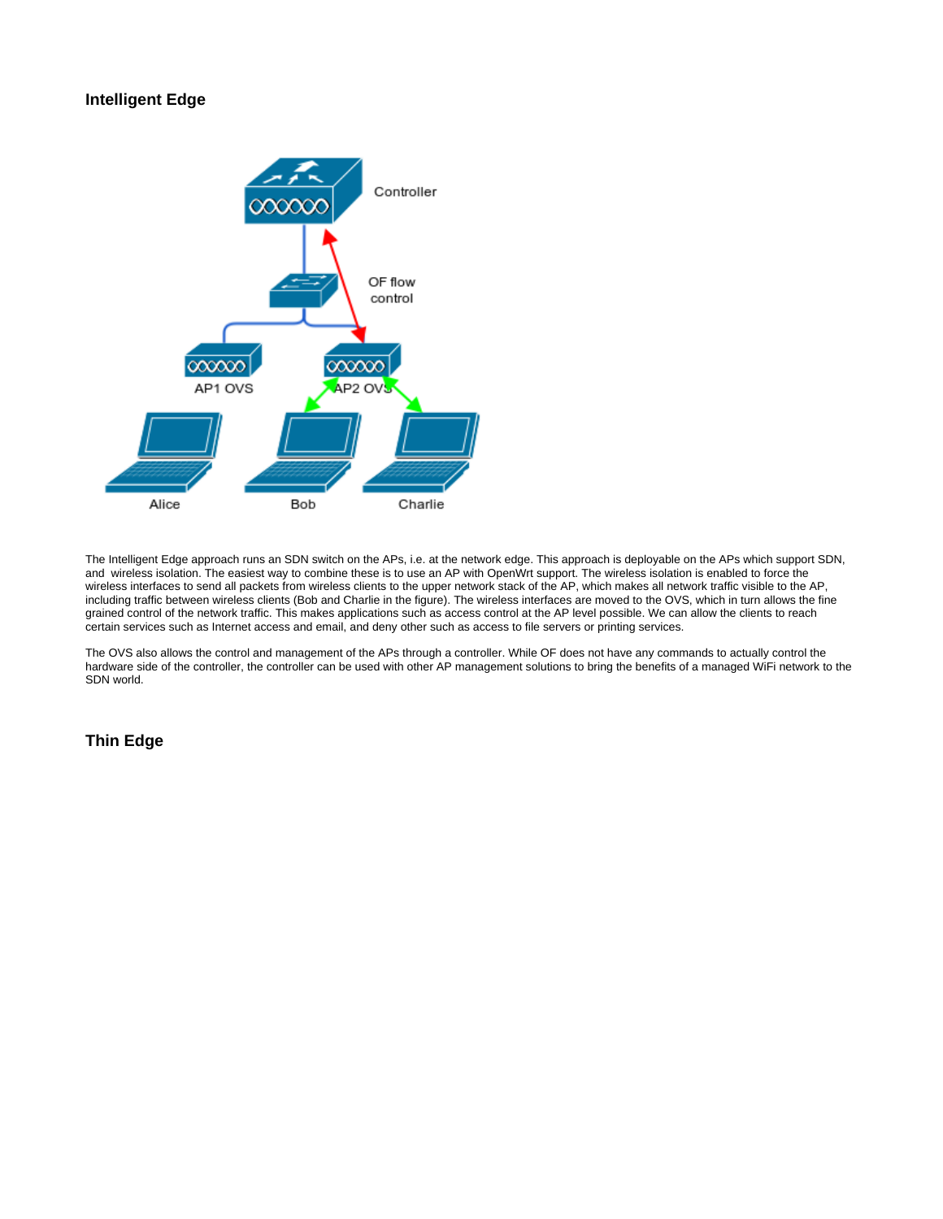## Intelligent Edge

The Intelligent Edge approach runs an SDN switch on the APs, i.e. at the network edge. This approach is deployable on the APs which support SDN, and wireless isolation. The easiest way to combine these is to use an AP with OpenWrt support. The wireless isolation is enabled to force the wireless interfaces to send all packets from wireless clients to the upper network stack of the AP, which makes all network traffic visible to the AP, including traffic between wireless clients (Bob and Charlie in the figure). The wireless interfaces are moved to the OVS, which in turn allows the fine grained control of the network traffic. This makes applications such as access control at the AP level possible. We can allow the clients to reach certain services such as Internet access and email, and deny other such as access to file servers or printing services.

The OVS also allows the control and management of the APs through a controller. While OF does not have any commands to actually control the hardware side of the controller, the controller can be used with other AP management solutions to bring the benefits of a managed WiFi network to the SDN world.

## Thin Edge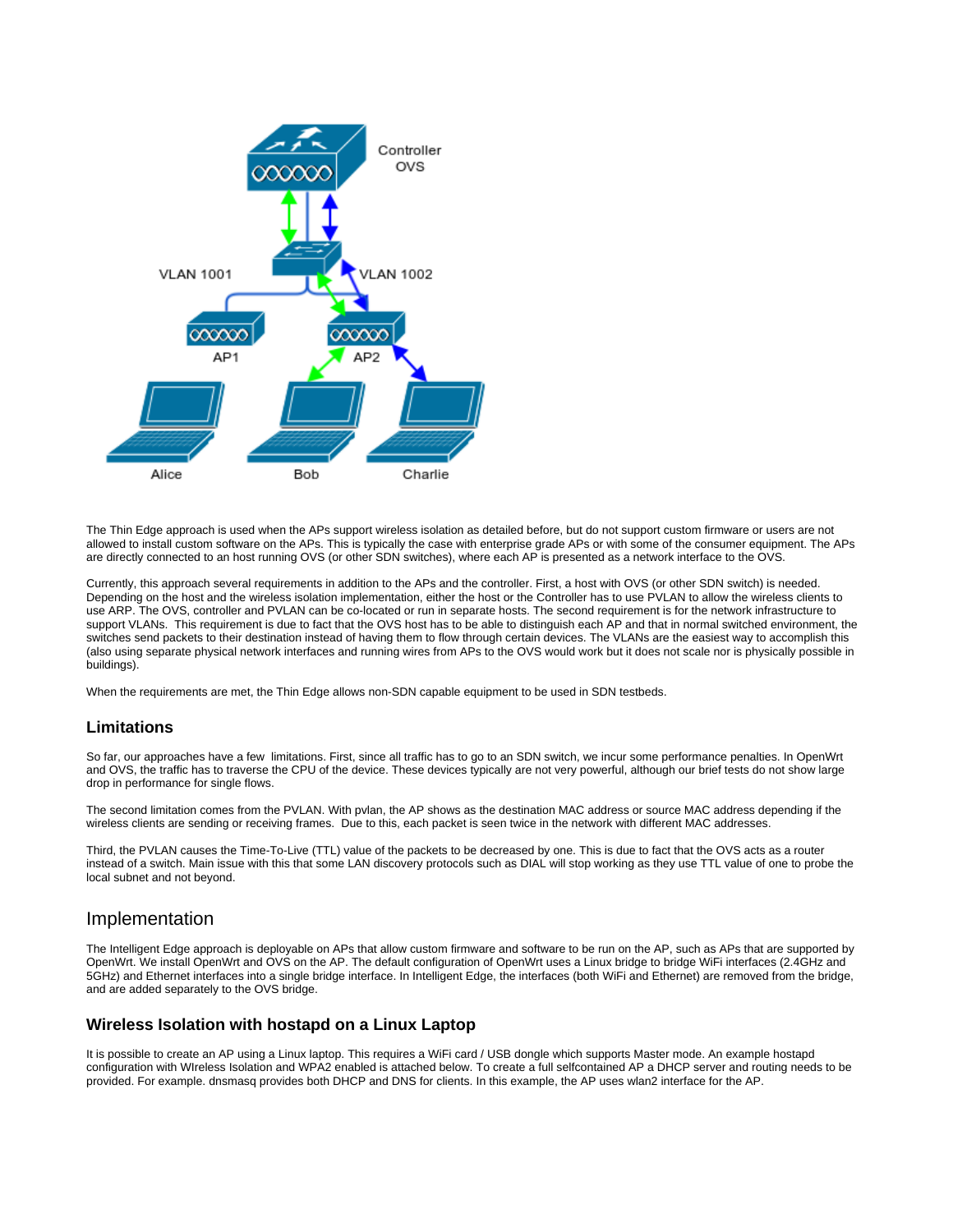The Thin Edge approach is used when the APs support wireless isolation as detailed before, but do not support custom firmware or users are not allowed to install custom software on the APs. This is typically the case with enterprise grade APs or with some of the consumer equipment. The APs are directly connected to an host running OVS (or other SDN switches), where each AP is presented as a network interface to the OVS.

Currently, this approach several requirements in addition to the APs and the controller. First, a host with OVS (or other SDN switch) is needed. Depending on the host and the wireless isolation implementation, either the host or the Controller has to use PVLAN to allow the wireless clients to use ARP. The OVS, controller and PVLAN can be co-located or run in separate hosts. The second requirement is for the network infrastructure to support VLANs. This requirement is due to fact that the OVS host has to be able to distinguish each AP and that in normal switched environment, the switches send packets to their destination instead of having them to flow through certain devices. The VLANs are the easiest way to accomplish this (also using separate physical network interfaces and running wires from APs to the OVS would work but it does not scale nor is physically possible in buildings).

When the requirements are met, the Thin Edge allows non-SDN capable equipment to be used in SDN testbeds.

### Limitations

So far, our approaches have a few limitations. First, since all traffic has to go to an SDN switch, we incur some performance penalties. In OpenWrt and OVS, the traffic has to traverse the CPU of the device. These devices typically are not very powerful, although our brief tests do not show large drop in performance for single flows.

The second limitation comes from the PVLAN. With pvlan, the AP shows as the destination MAC address or source MAC address depending if the wireless clients are sending or receiving frames. Due to this, each packet is seen twice in the network with different MAC addresses.

Third, the PVLAN causes the Time-To-Live (TTL) value of the packets to be decreased by one. This is due to fact that the OVS acts as a router instead of a switch. Main issue with this that some LAN discovery protocols such as DIAL will stop working as they use TTL value of one to probe the local subnet and not beyond.

## Implementation

The Intelligent Edge approach is deployable on APs that allow custom firmware and software to be run on the AP, such as APs that are supported by OpenWrt. We install OpenWrt and OVS on the AP. The default configuration of OpenWrt uses a Linux bridge to bridge WiFi interfaces (2.4GHz and 5GHz) and Ethernet interfaces into a single bridge interface. In Intelligent Edge, the interfaces (both WiFi and Ethernet) are removed from the bridge, and are added separately to the OVS bridge.

### Wireless Isolation with hostapd on a Linux Laptop

It is possible to create an AP using a Linux laptop. This requires a WiFi card / USB dongle which supports Master mode. An example hostapd configuration with WIreless Isolation and WPA2 enabled is attached below. To create a full selfcontained AP a DHCP server and routing needs to be provided. For example. dnsmasq provides both DHCP and DNS for clients. In this example, the AP uses wlan2 interface for the AP.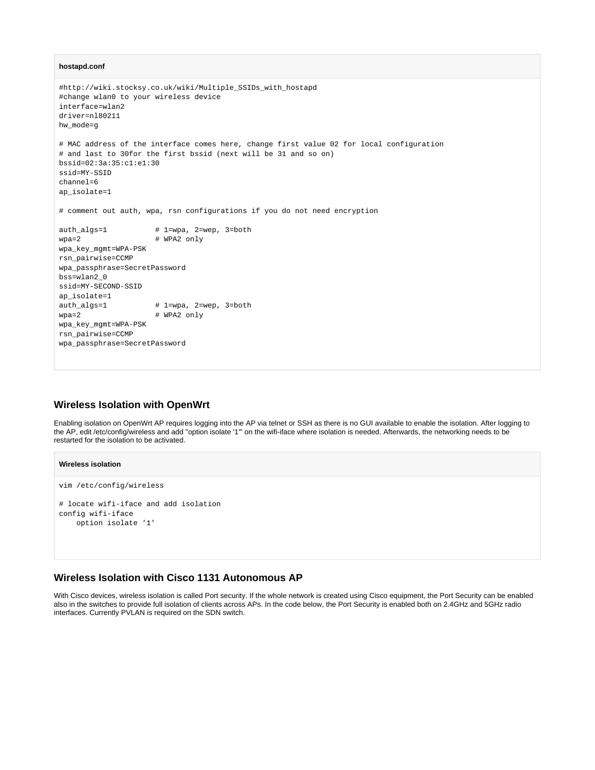**hostapd.conf**

```
#http://wiki.stocksy.co.uk/wiki/Multiple_SSIDs_with_hostapd
#change wlan0 to your wireless device
interface=wlan2
driver=nl80211
hw_mode=g

# MAC address of the interface comes here, change first value 02 for local configuration
# and last to 30for the first bssid (next will be 31 and so on)
bssid=02:3a:35:c1:e1:30
ssid=MY-SSID
channel=6
ap_isolate=1

# comment out auth, wpa, rsn configurations if you do not need encryption

auth_algs=1           # 1=wpa, 2=wep, 3=both
wpa=2                 # WPA2 only
wpa_key_mgmt=WPA-PSK
rsn_pairwise=CCMP
wpa_passphrase=SecretPassword
bss=wlan2_0
ssid=MY-SECOND-SSID
ap_isolate=1
auth_algs=1           # 1=wpa, 2=wep, 3=both
wpa=2                 # WPA2 only
wpa_key_mgmt=WPA-PSK
rsn_pairwise=CCMP
wpa_passphrase=SecretPassword
```

## Wireless Isolation with OpenWrt

Enabling isolation on OpenWrt AP requires logging into the AP via telnet or SSH as there is no GUI available to enable the isolation. After logging to the AP, edit /etc/config/wireless and add "option isolate '1'" on the wifi-iface where isolation is needed. Afterwards, the networking needs to be restarted for the isolation to be activated.

**Wireless isolation**

```
vim /etc/config/wireless

# locate wifi-iface and add isolation
config wifi-iface
    option isolate '1'
```

## Wireless Isolation with Cisco 1131 Autonomous AP

With Cisco devices, wireless isolation is called Port security. If the whole network is created using Cisco equipment, the Port Security can be enabled also in the switches to provide full isolation of clients across APs. In the code below, the Port Security is enabled both on 2.4GHz and 5GHz radio interfaces. Currently PVLAN is required on the SDN switch.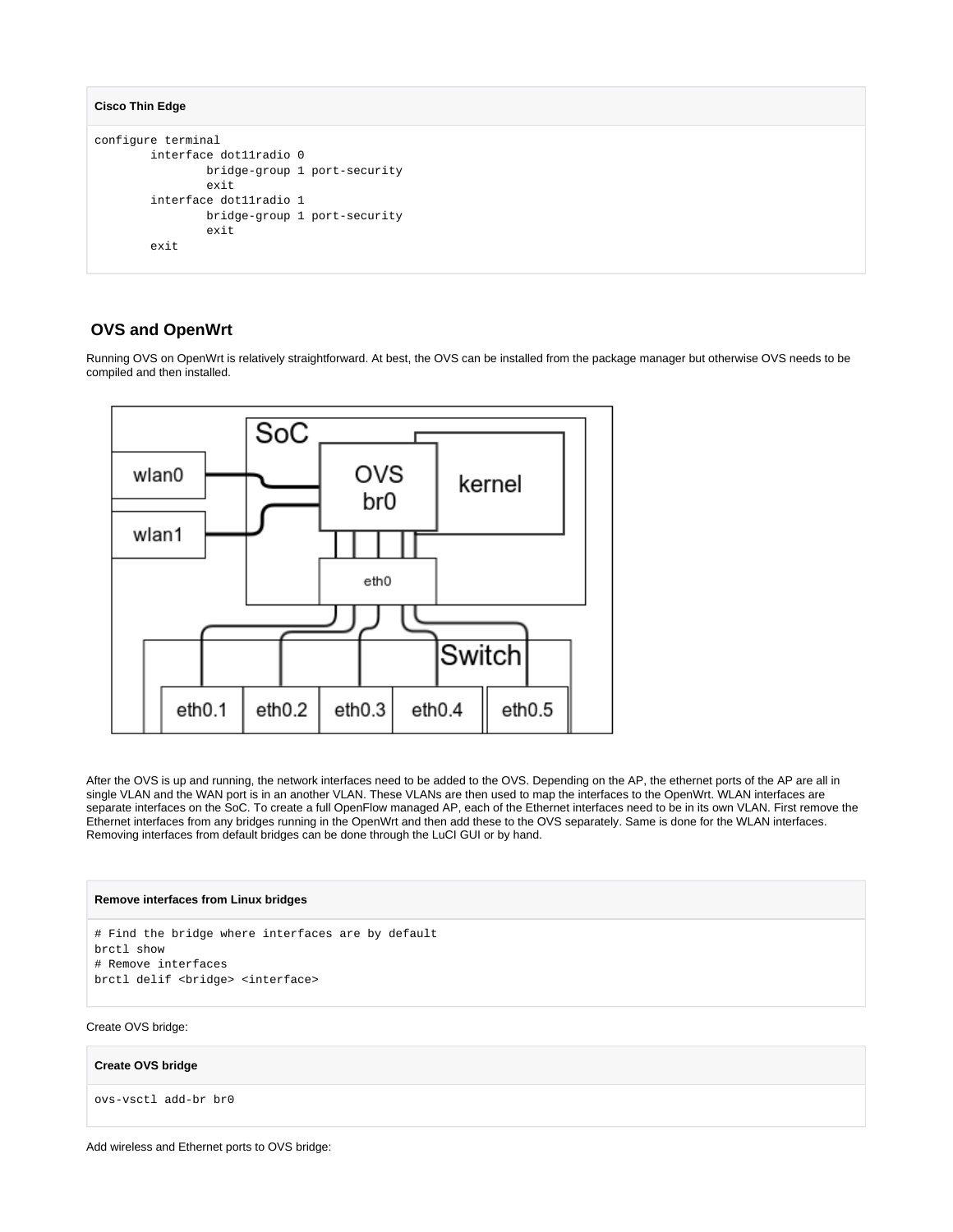**Cisco Thin Edge**

```
configure terminal
        interface dot11radio 0
                bridge-group 1 port-security
                exit
        interface dot11radio 1
                bridge-group 1 port-security
                exit
        exit
```

## OVS and OpenWrt

Running OVS on OpenWrt is relatively straightforward. At best, the OVS can be installed from the package manager but otherwise OVS needs to be compiled and then installed.

After the OVS is up and running, the network interfaces need to be added to the OVS. Depending on the AP, the ethernet ports of the AP are all in single VLAN and the WAN port is in an another VLAN. These VLANs are then used to map the interfaces to the OpenWrt. WLAN interfaces are separate interfaces on the SoC. To create a full OpenFlow managed AP, each of the Ethernet interfaces need to be in its own VLAN. First remove the Ethernet interfaces from any bridges running in the OpenWrt and then add these to the OVS separately. Same is done for the WLAN interfaces. Removing interfaces from default bridges can be done through the LuCI GUI or by hand.

**Remove interfaces from Linux bridges**

```
# Find the bridge where interfaces are by default
brctl show
# Remove interfaces
brctl delif <bridge> <interface>
```

Create OVS bridge:

**Create OVS bridge**

```
ovs-vsctl add-br br0
```

Add wireless and Ethernet ports to OVS bridge: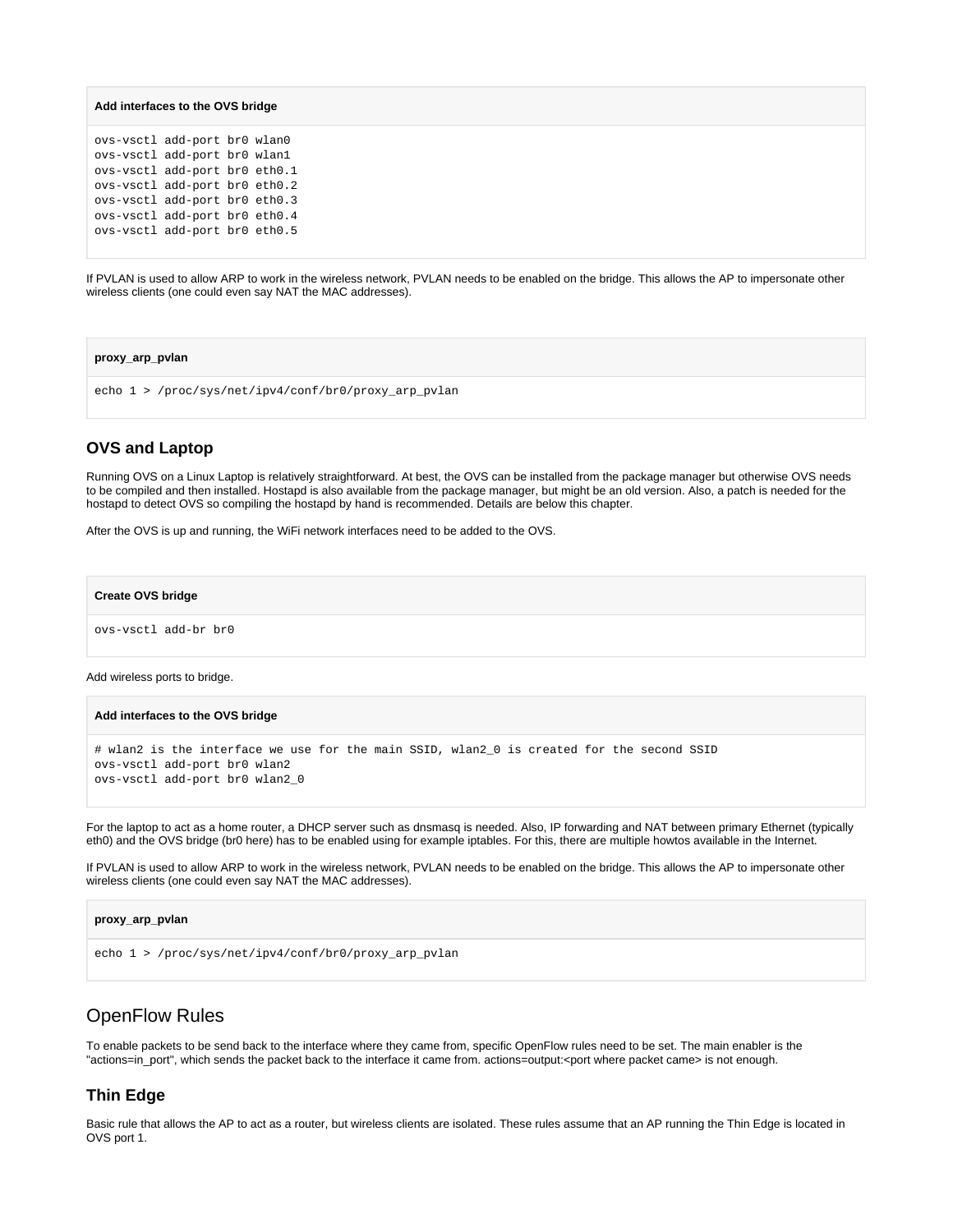**Add interfaces to the OVS bridge**

```
ovs-vsctl add-port br0 wlan0
ovs-vsctl add-port br0 wlan1
ovs-vsctl add-port br0 eth0.1
ovs-vsctl add-port br0 eth0.2
ovs-vsctl add-port br0 eth0.3
ovs-vsctl add-port br0 eth0.4
ovs-vsctl add-port br0 eth0.5
```

If PVLAN is used to allow ARP to work in the wireless network, PVLAN needs to be enabled on the bridge. This allows the AP to impersonate other wireless clients (one could even say NAT the MAC addresses).

**proxy_arp_pvlan**

```
echo 1 > /proc/sys/net/ipv4/conf/br0/proxy_arp_pvlan
```

### OVS and Laptop

Running OVS on a Linux Laptop is relatively straightforward. At best, the OVS can be installed from the package manager but otherwise OVS needs to be compiled and then installed. Hostapd is also available from the package manager, but might be an old version. Also, a patch is needed for the hostapd to detect OVS so compiling the hostapd by hand is recommended. Details are below this chapter.

After the OVS is up and running, the WiFi network interfaces need to be added to the OVS.

**Create OVS bridge**

```
ovs-vsctl add-br br0
```

Add wireless ports to bridge.

**Add interfaces to the OVS bridge**

```
# wlan2 is the interface we use for the main SSID, wlan2_0 is created for the second SSID
ovs-vsctl add-port br0 wlan2
ovs-vsctl add-port br0 wlan2_0
```

For the laptop to act as a home router, a DHCP server such as dnsmasq is needed. Also, IP forwarding and NAT between primary Ethernet (typically eth0) and the OVS bridge (br0 here) has to be enabled using for example iptables. For this, there are multiple howtos available in the Internet.

If PVLAN is used to allow ARP to work in the wireless network, PVLAN needs to be enabled on the bridge. This allows the AP to impersonate other wireless clients (one could even say NAT the MAC addresses).

**proxy_arp_pvlan**

```
echo 1 > /proc/sys/net/ipv4/conf/br0/proxy_arp_pvlan
```

## OpenFlow Rules

To enable packets to be send back to the interface where they came from, specific OpenFlow rules need to be set. The main enabler is the "actions=in_port", which sends the packet back to the interface it came from. actions=output:<port where packet came> is not enough.

### Thin Edge

Basic rule that allows the AP to act as a router, but wireless clients are isolated. These rules assume that an AP running the Thin Edge is located in OVS port 1.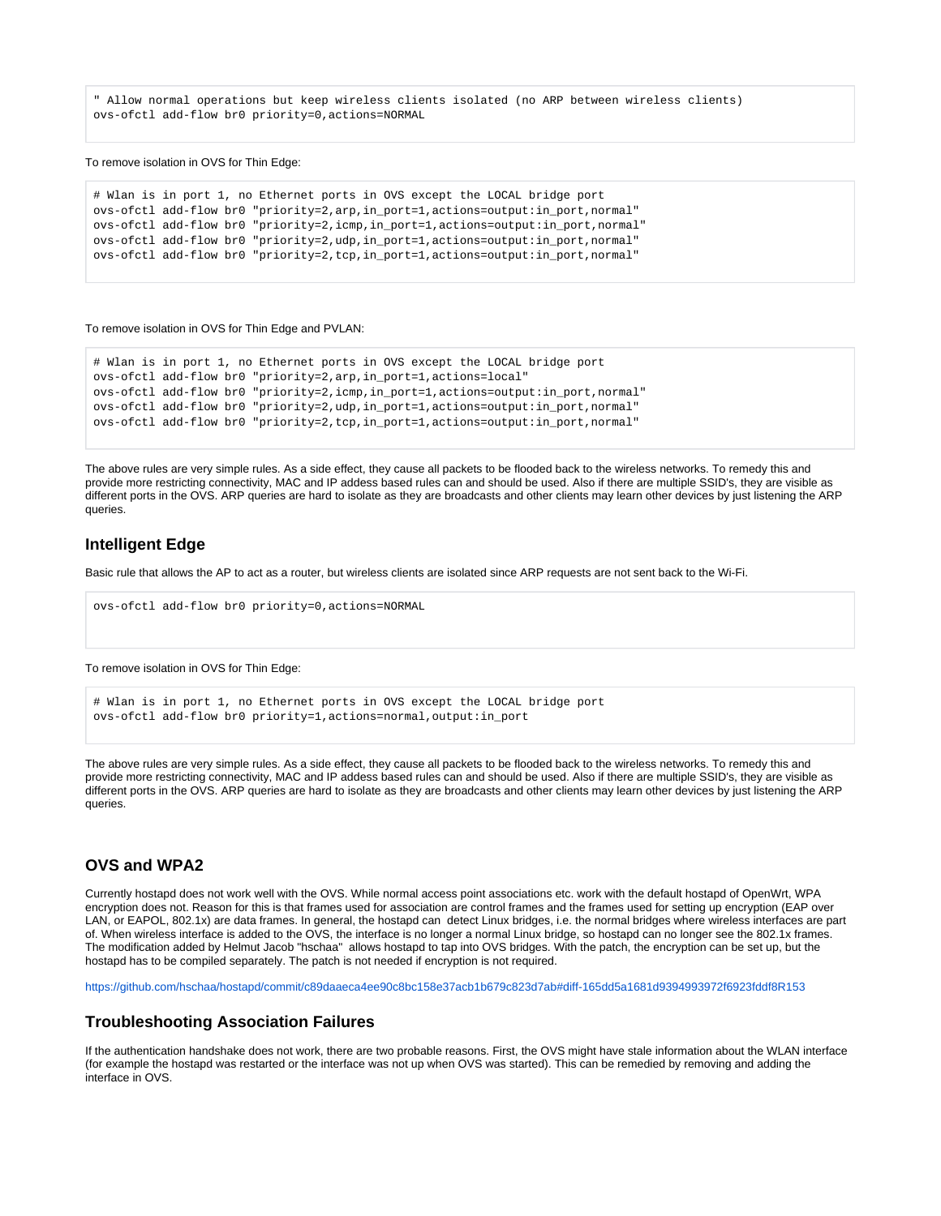```
" Allow normal operations but keep wireless clients isolated (no ARP between wireless clients)
ovs-ofctl add-flow br0 priority=0,actions=NORMAL
```

To remove isolation in OVS for Thin Edge:

```
# Wlan is in port 1, no Ethernet ports in OVS except the LOCAL bridge port
ovs-ofctl add-flow br0 "priority=2,arp,in_port=1,actions=output:in_port,normal"
ovs-ofctl add-flow br0 "priority=2,icmp,in_port=1,actions=output:in_port,normal"
ovs-ofctl add-flow br0 "priority=2,udp,in_port=1,actions=output:in_port,normal"
ovs-ofctl add-flow br0 "priority=2,tcp,in_port=1,actions=output:in_port,normal"
```

To remove isolation in OVS for Thin Edge and PVLAN:

```
# Wlan is in port 1, no Ethernet ports in OVS except the LOCAL bridge port
ovs-ofctl add-flow br0 "priority=2,arp,in_port=1,actions=local"
ovs-ofctl add-flow br0 "priority=2,icmp,in_port=1,actions=output:in_port,normal"
ovs-ofctl add-flow br0 "priority=2,udp,in_port=1,actions=output:in_port,normal"
ovs-ofctl add-flow br0 "priority=2,tcp,in_port=1,actions=output:in_port,normal"
```

The above rules are very simple rules. As a side effect, they cause all packets to be flooded back to the wireless networks. To remedy this and provide more restricting connectivity, MAC and IP addess based rules can and should be used. Also if there are multiple SSID's, they are visible as different ports in the OVS. ARP queries are hard to isolate as they are broadcasts and other clients may learn other devices by just listening the ARP queries.

### Intelligent Edge

Basic rule that allows the AP to act as a router, but wireless clients are isolated since ARP requests are not sent back to the Wi-Fi.

```
ovs-ofctl add-flow br0 priority=0,actions=NORMAL
```

To remove isolation in OVS for Thin Edge:

```
# Wlan is in port 1, no Ethernet ports in OVS except the LOCAL bridge port
ovs-ofctl add-flow br0 priority=1,actions=normal,output:in_port
```

The above rules are very simple rules. As a side effect, they cause all packets to be flooded back to the wireless networks. To remedy this and provide more restricting connectivity, MAC and IP addess based rules can and should be used. Also if there are multiple SSID's, they are visible as different ports in the OVS. ARP queries are hard to isolate as they are broadcasts and other clients may learn other devices by just listening the ARP queries.

### OVS and WPA2

Currently hostapd does not work well with the OVS. While normal access point associations etc. work with the default hostapd of OpenWrt, WPA encryption does not. Reason for this is that frames used for association are control frames and the frames used for setting up encryption (EAP over LAN, or EAPOL, 802.1x) are data frames. In general, the hostapd can detect Linux bridges, i.e. the normal bridges where wireless interfaces are part of. When wireless interface is added to the OVS, the interface is no longer a normal Linux bridge, so hostapd can no longer see the 802.1x frames. The modification added by Helmut Jacob "hschaa" allows hostapd to tap into OVS bridges. With the patch, the encryption can be set up, but the hostapd has to be compiled separately. The patch is not needed if encryption is not required.

https://github.com/hschaa/hostapd/commit/c89daaeca4ee90c8bc158e37acb1b679c823d7ab#diff-165dd5a1681d9394993972f6923fddf8R153

### Troubleshooting Association Failures

If the authentication handshake does not work, there are two probable reasons. First, the OVS might have stale information about the WLAN interface (for example the hostapd was restarted or the interface was not up when OVS was started). This can be remedied by removing and adding the interface in OVS.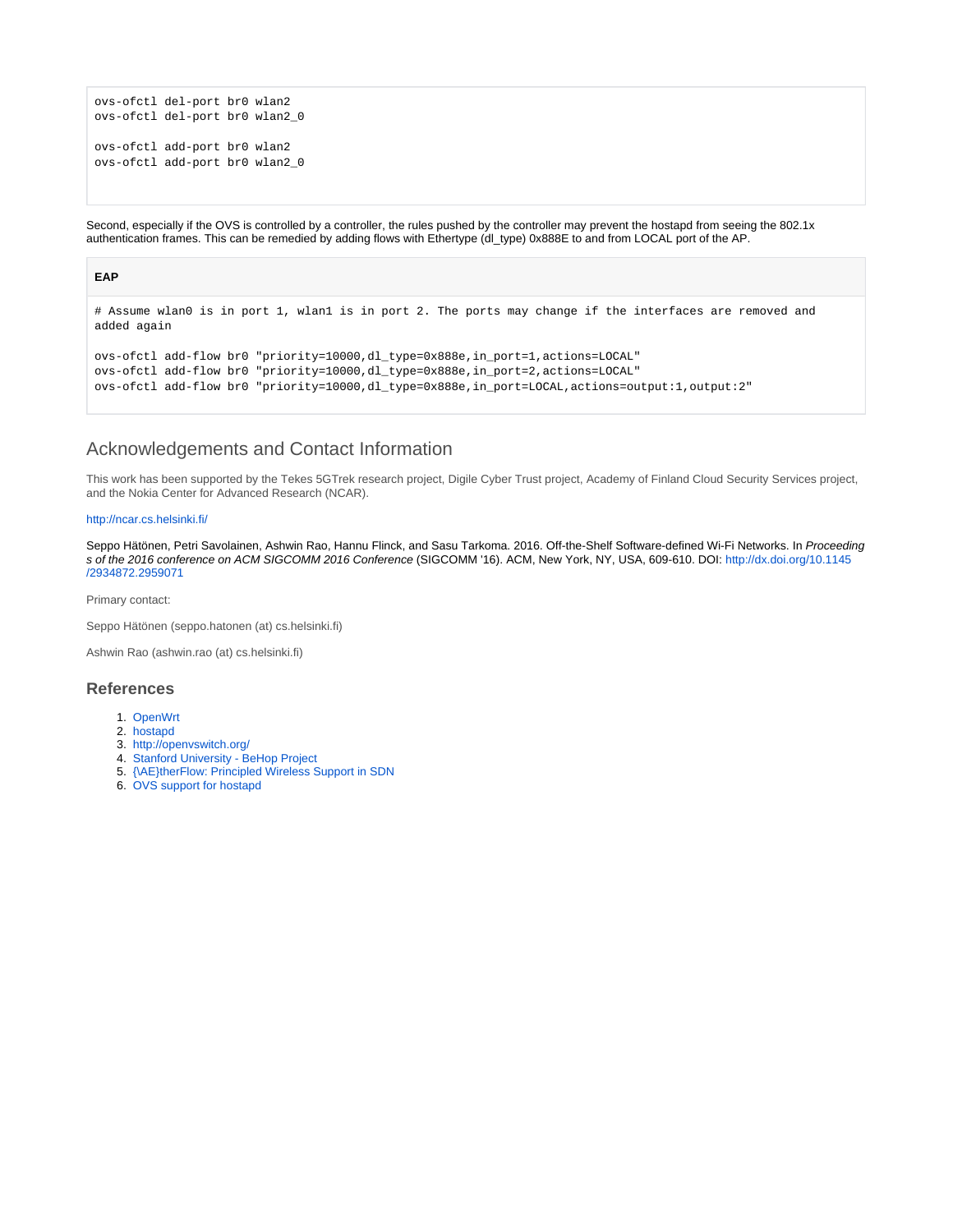```
ovs-ofctl del-port br0 wlan2
ovs-ofctl del-port br0 wlan2_0

ovs-ofctl add-port br0 wlan2
ovs-ofctl add-port br0 wlan2_0
```

Second, especially if the OVS is controlled by a controller, the rules pushed by the controller may prevent the hostapd from seeing the 802.1x authentication frames. This can be remedied by adding flows with Ethertype (dl_type) 0x888E to and from LOCAL port of the AP.

**EAP**

```
# Assume wlan0 is in port 1, wlan1 is in port 2. The ports may change if the interfaces are removed and
added again

ovs-ofctl add-flow br0 "priority=10000,dl_type=0x888e,in_port=1,actions=LOCAL"
ovs-ofctl add-flow br0 "priority=10000,dl_type=0x888e,in_port=2,actions=LOCAL"
ovs-ofctl add-flow br0 "priority=10000,dl_type=0x888e,in_port=LOCAL,actions=output:1,output:2"
```

## Acknowledgements and Contact Information

This work has been supported by the Tekes 5GTrek research project, Digile Cyber Trust project, Academy of Finland Cloud Security Services project, and the Nokia Center for Advanced Research (NCAR).

http://ncar.cs.helsinki.fi/

Seppo Hätönen, Petri Savolainen, Ashwin Rao, Hannu Flinck, and Sasu Tarkoma. 2016. Off-the-Shelf Software-defined Wi-Fi Networks. In *Proceedings of the 2016 conference on ACM SIGCOMM 2016 Conference* (SIGCOMM '16). ACM, New York, NY, USA, 609-610. DOI: http://dx.doi.org/10.1145/2934872.2959071

Primary contact:

Seppo Hätönen (seppo.hatonen (at) cs.helsinki.fi)

Ashwin Rao (ashwin.rao (at) cs.helsinki.fi)

### References

1. OpenWrt
2. hostapd
3. http://openvswitch.org/
4. Stanford University - BeHop Project
5. {\AE}therFlow: Principled Wireless Support in SDN
6. OVS support for hostapd